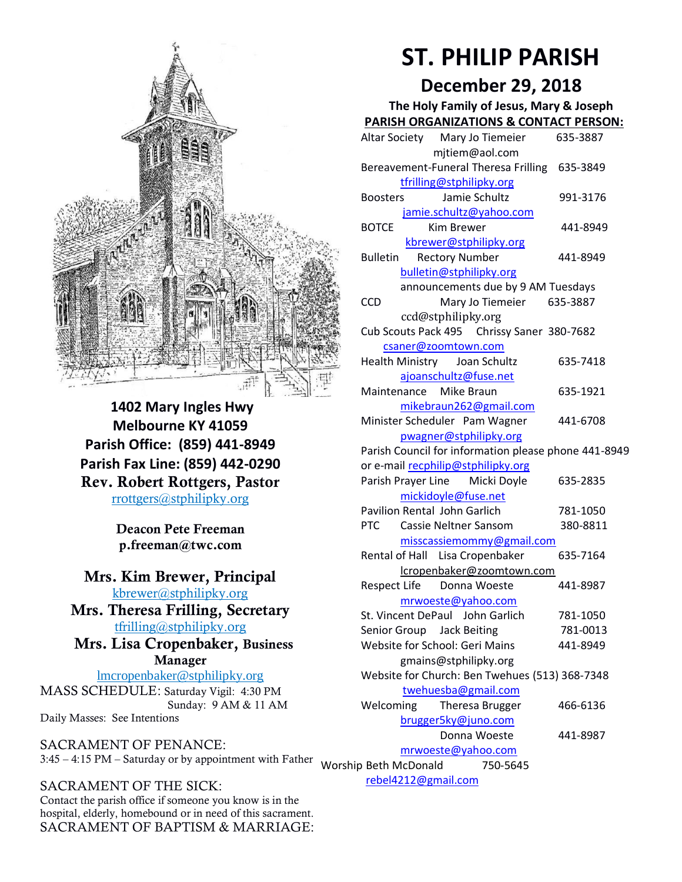# ST. PHILIP PARISH

## December 29, 2018

**The Holy Family of Jesus, Mary & Joseph**

**1402 Mary Ingles Hwy**
**Melbourne KY 41059**
**Parish Office: (859) 441-8949**
**Parish Fax Line: (859) 442-0290**
**Rev. Robert Rottgers, Pastor**
rrottgers@stphilipky.org

**Deacon Pete Freeman**
**p.freeman@twc.com**

**Mrs. Kim Brewer, Principal**
kbrewer@stphilipky.org
**Mrs. Theresa Frilling, Secretary**
tfrilling@stphilipky.org
**Mrs. Lisa Cropenbaker, Business Manager**
lmcropenbaker@stphilipky.org

MASS SCHEDULE: Saturday Vigil: 4:30 PM
Sunday: 9 AM & 11 AM
Daily Masses: See Intentions

SACRAMENT OF PENANCE:
3:45 – 4:15 PM – Saturday or by appointment with Father

SACRAMENT OF THE SICK:
Contact the parish office if someone you know is in the hospital, elderly, homebound or in need of this sacrament.

SACRAMENT OF BAPTISM & MARRIAGE:

**PARISH ORGANIZATIONS & CONTACT PERSON:**

| Organization | Contact | Phone |
|---|---|---|
| Altar Society | Mary Jo Tiemeier, mjtiem@aol.com | 635-3887 |
| Bereavement-Funeral | Theresa Frilling, tfrilling@stphilipky.org | 635-3849 |
| Boosters | Jamie Schultz, jamie.schultz@yahoo.com | 991-3176 |
| BOTCE | Kim Brewer, kbrewer@stphilipky.org | 441-8949 |
| Bulletin | Rectory Number, bulletin@stphilipky.org, announcements due by 9 AM Tuesdays | 441-8949 |
| CCD | Mary Jo Tiemeier, ccd@stphilipky.org | 635-3887 |
| Cub Scouts Pack 495 | Chrissy Saner, csaner@zoomtown.com | 380-7682 |
| Health Ministry | Joan Schultz, ajoanschultz@fuse.net | 635-7418 |
| Maintenance | Mike Braun, mikebraun262@gmail.com | 635-1921 |
| Minister Scheduler | Pam Wagner, pwagner@stphilipky.org | 441-6708 |
| Parish Council | for information please phone 441-8949 or e-mail recphilip@stphilipky.org | |
| Parish Prayer Line | Micki Doyle, mickidoyle@fuse.net | 635-2835 |
| Pavilion Rental | John Garlich | 781-1050 |
| PTC | Cassie Neltner Sansom, misscassiemommy@gmail.com | 380-8811 |
| Rental of Hall | Lisa Cropenbaker, lcropenbaker@zoomtown.com | 635-7164 |
| Respect Life | Donna Woeste, mrwoeste@yahoo.com | 441-8987 |
| St. Vincent DePaul | John Garlich | 781-1050 |
| Senior Group | Jack Beiting | 781-0013 |
| Website for School | Geri Mains, gmains@stphilipky.org | 441-8949 |
| Website for Church | Ben Twehues, twehuesba@gmail.com | (513) 368-7348 |
| Welcoming | Theresa Brugger, brugger5ky@juno.com | 466-6136 |
| | Donna Woeste, mrwoeste@yahoo.com | 441-8987 |
| Worship | Beth McDonald, rebel4212@gmail.com | 750-5645 |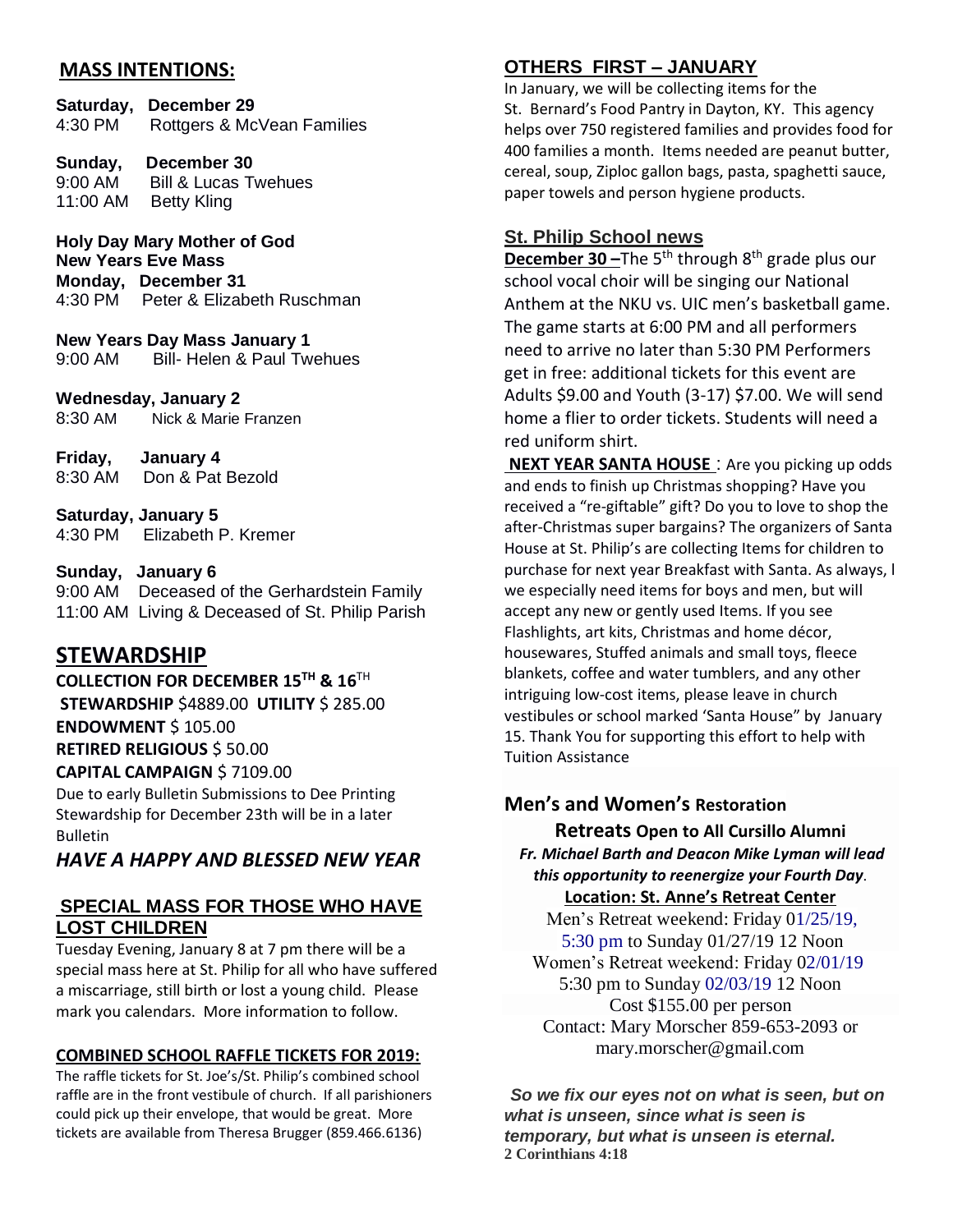## MASS INTENTIONS:

**Saturday, December 29**
4:30 PM Rottgers & McVean Families

**Sunday, December 30**
9:00 AM Bill & Lucas Twehues
11:00 AM Betty Kling

**Holy Day Mary Mother of God**
**New Years Eve Mass**
**Monday, December 31**
4:30 PM Peter & Elizabeth Ruschman

**New Years Day Mass January 1**
9:00 AM Bill- Helen & Paul Twehues

**Wednesday, January 2**
8:30 AM Nick & Marie Franzen

**Friday, January 4**
8:30 AM Don & Pat Bezold

**Saturday, January 5**
4:30 PM Elizabeth P. Kremer

**Sunday, January 6**
9:00 AM Deceased of the Gerhardstein Family
11:00 AM Living & Deceased of St. Philip Parish

## STEWARDSHIP

**COLLECTION FOR DECEMBER 15TH & 16TH**
**STEWARDSHIP** $4889.00 **UTILITY** $ 285.00
**ENDOWMENT** $ 105.00
**RETIRED RELIGIOUS** $ 50.00
**CAPITAL CAMPAIGN** $ 7109.00

Due to early Bulletin Submissions to Dee Printing Stewardship for December 23th will be in a later Bulletin

### *HAVE A HAPPY AND BLESSED NEW YEAR*

## SPECIAL MASS FOR THOSE WHO HAVE LOST CHILDREN

Tuesday Evening, January 8 at 7 pm there will be a special mass here at St. Philip for all who have suffered a miscarriage, still birth or lost a young child. Please mark you calendars. More information to follow.

### COMBINED SCHOOL RAFFLE TICKETS FOR 2019:

The raffle tickets for St. Joe's/St. Philip's combined school raffle are in the front vestibule of church. If all parishioners could pick up their envelope, that would be great. More tickets are available from Theresa Brugger (859.466.6136)

## OTHERS FIRST – JANUARY

In January, we will be collecting items for the St. Bernard's Food Pantry in Dayton, KY. This agency helps over 750 registered families and provides food for 400 families a month. Items needed are peanut butter, cereal, soup, Ziploc gallon bags, pasta, spaghetti sauce, paper towels and person hygiene products.

## St. Philip School news

**December 30 –**The 5th through 8th grade plus our school vocal choir will be singing our National Anthem at the NKU vs. UIC men's basketball game. The game starts at 6:00 PM and all performers need to arrive no later than 5:30 PM Performers get in free: additional tickets for this event are Adults $9.00 and Youth (3-17) $7.00. We will send home a flier to order tickets. Students will need a red uniform shirt.

**NEXT YEAR SANTA HOUSE** : Are you picking up odds and ends to finish up Christmas shopping? Have you received a "re-giftable" gift? Do you to love to shop the after-Christmas super bargains? The organizers of Santa House at St. Philip's are collecting Items for children to purchase for next year Breakfast with Santa. As always, l we especially need items for boys and men, but will accept any new or gently used Items. If you see Flashlights, art kits, Christmas and home décor, housewares, Stuffed animals and small toys, fleece blankets, coffee and water tumblers, and any other intriguing low-cost items, please leave in church vestibules or school marked 'Santa House" by January 15. Thank You for supporting this effort to help with Tuition Assistance

## Men's and Women's Restoration Retreats Open to All Cursillo Alumni

***Fr. Michael Barth and Deacon Mike Lyman will lead this opportunity to reenergize your Fourth Day*.**

**Location: St. Anne's Retreat Center**

Men's Retreat weekend: Friday 01/25/19, 5:30 pm to Sunday 01/27/19 12 Noon
Women's Retreat weekend: Friday 02/01/19 5:30 pm to Sunday 02/03/19 12 Noon
Cost $155.00 per person
Contact: Mary Morscher 859-653-2093 or mary.morscher@gmail.com

***So we fix our eyes not on what is seen, but on what is unseen, since what is seen is temporary, but what is unseen is eternal.***
**2 Corinthians 4:18**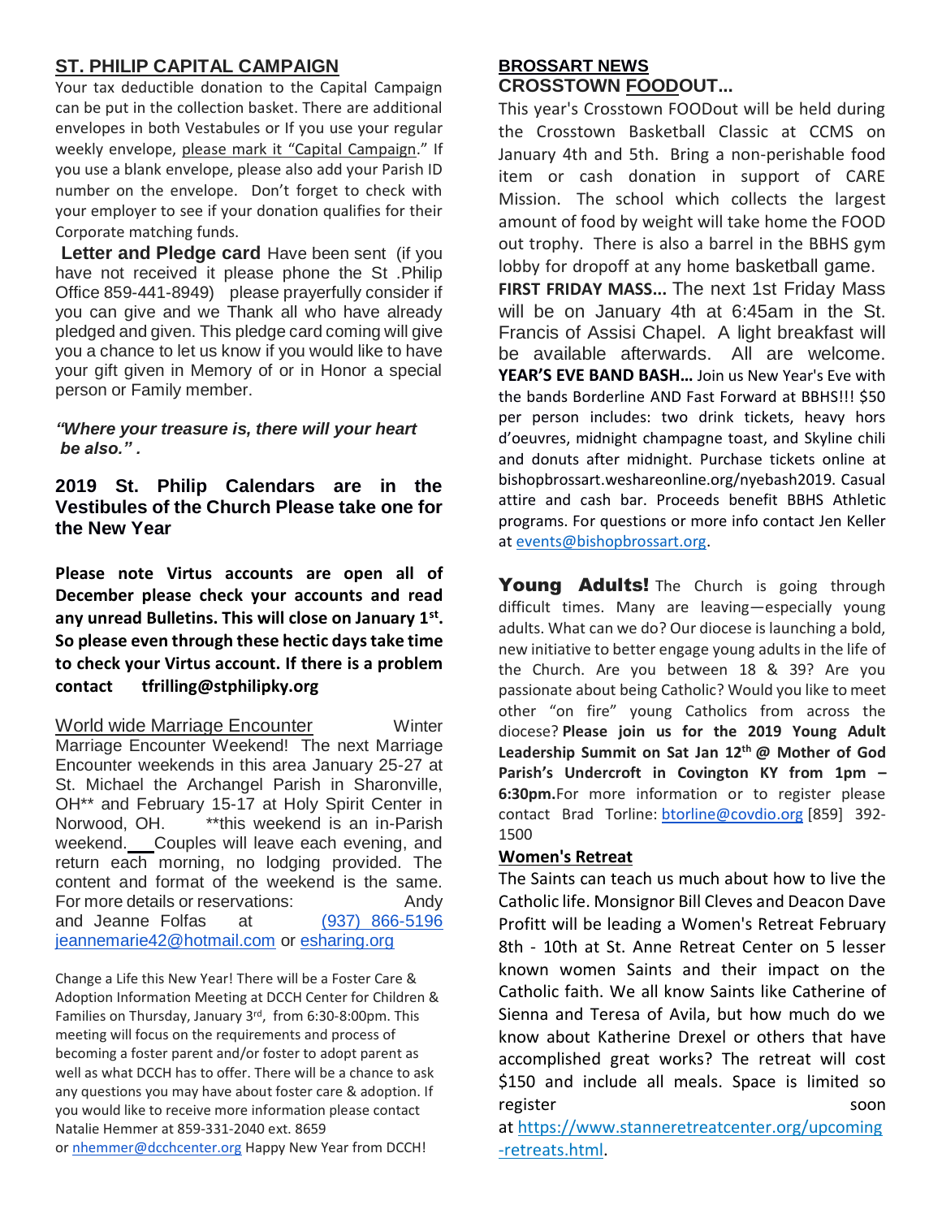## ST. PHILIP CAPITAL CAMPAIGN

Your tax deductible donation to the Capital Campaign can be put in the collection basket. There are additional envelopes in both Vestabules or If you use your regular weekly envelope, please mark it "Capital Campaign." If you use a blank envelope, please also add your Parish ID number on the envelope. Don't forget to check with your employer to see if your donation qualifies for their Corporate matching funds.

**Letter and Pledge card** Have been sent (if you have not received it please phone the St .Philip Office 859-441-8949) please prayerfully consider if you can give and we Thank all who have already pledged and given. This pledge card coming will give you a chance to let us know if you would like to have your gift given in Memory of or in Honor a special person or Family member.

***"Where your treasure is, there will your heart be also." .***

**2019 St. Philip Calendars are in the Vestibules of the Church Please take one for the New Year**

**Please note Virtus accounts are open all of December please check your accounts and read any unread Bulletins. This will close on January 1st. So please even through these hectic days take time to check your Virtus account. If there is a problem contact tfrilling@stphilipky.org**

World wide Marriage Encounter Winter Marriage Encounter Weekend! The next Marriage Encounter weekends in this area January 25-27 at St. Michael the Archangel Parish in Sharonville, OH** and February 15-17 at Holy Spirit Center in Norwood, OH. **this weekend is an in-Parish weekend. Couples will leave each evening, and return each morning, no lodging provided. The content and format of the weekend is the same. For more details or reservations: Andy and Jeanne Folfas at (937) 866-5196 jeannemarie42@hotmail.com or esharing.org

Change a Life this New Year! There will be a Foster Care & Adoption Information Meeting at DCCH Center for Children & Families on Thursday, January 3rd, from 6:30-8:00pm. This meeting will focus on the requirements and process of becoming a foster parent and/or foster to adopt parent as well as what DCCH has to offer. There will be a chance to ask any questions you may have about foster care & adoption. If you would like to receive more information please contact Natalie Hemmer at 859-331-2040 ext. 8659 or nhemmer@dcchcenter.org Happy New Year from DCCH!

## BROSSART NEWS

### CROSSTOWN FOODOUT...

This year's Crosstown FOODout will be held during the Crosstown Basketball Classic at CCMS on January 4th and 5th. Bring a non-perishable food item or cash donation in support of CARE Mission. The school which collects the largest amount of food by weight will take home the FOOD out trophy. There is also a barrel in the BBHS gym lobby for dropoff at any home basketball game.

**FIRST FRIDAY MASS...** The next 1st Friday Mass will be on January 4th at 6:45am in the St. Francis of Assisi Chapel. A light breakfast will be available afterwards. All are welcome.

**YEAR'S EVE BAND BASH...** Join us New Year's Eve with the bands Borderline AND Fast Forward at BBHS!!! $50 per person includes: two drink tickets, heavy hors d'oeuvres, midnight champagne toast, and Skyline chili and donuts after midnight. Purchase tickets online at bishopbrossart.weshareonline.org/nyebash2019. Casual attire and cash bar. Proceeds benefit BBHS Athletic programs. For questions or more info contact Jen Keller at events@bishopbrossart.org.

**Young Adults!** The Church is going through difficult times. Many are leaving—especially young adults. What can we do? Our diocese is launching a bold, new initiative to better engage young adults in the life of the Church. Are you between 18 & 39? Are you passionate about being Catholic? Would you like to meet other "on fire" young Catholics from across the diocese? **Please join us for the 2019 Young Adult Leadership Summit on Sat Jan 12th @ Mother of God Parish's Undercroft in Covington KY from 1pm – 6:30pm.** For more information or to register please contact Brad Torline: btorline@covdio.org [859] 392-1500

**Women's Retreat**

The Saints can teach us much about how to live the Catholic life. Monsignor Bill Cleves and Deacon Dave Profitt will be leading a Women's Retreat February 8th - 10th at St. Anne Retreat Center on 5 lesser known women Saints and their impact on the Catholic faith. We all know Saints like Catherine of Sienna and Teresa of Avila, but how much do we know about Katherine Drexel or others that have accomplished great works? The retreat will cost $150 and include all meals. Space is limited so register soon at https://www.stanneretreatcenter.org/upcoming-retreats.html.